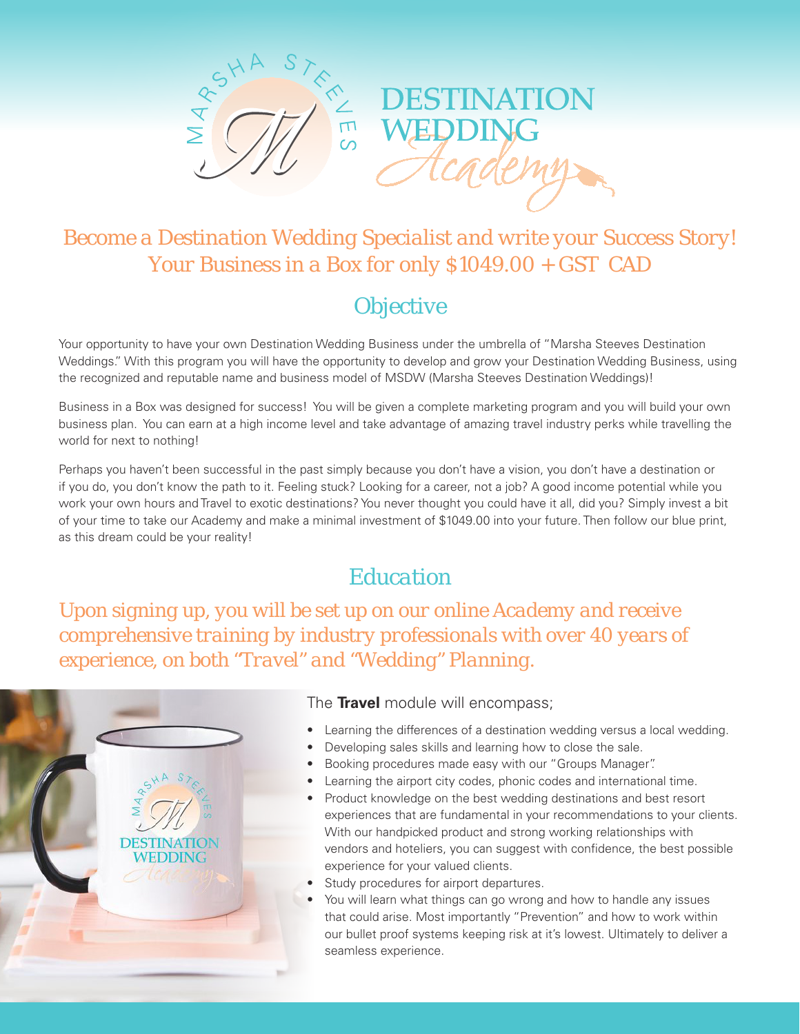# DESTINATION WEDDING Academy

## Become a Destination Wedding Specialist and write your Success Story! Your Business in a Box for only $1049.00 + GST CAD

## Objective

Your opportunity to have your own Destination Wedding Business under the umbrella of "Marsha Steeves Destination Weddings." With this program you will have the opportunity to develop and grow your Destination Wedding Business, using the recognized and reputable name and business model of MSDW (Marsha Steeves Destination Weddings)!

Business in a Box was designed for success! You will be given a complete marketing program and you will build your own business plan. You can earn at a high income level and take advantage of amazing travel industry perks while travelling the world for next to nothing!

Perhaps you haven't been successful in the past simply because you don't have a vision, you don't have a destination or if you do, you don't know the path to it. Feeling stuck? Looking for a career, not a job? A good income potential while you work your own hours and Travel to exotic destinations? You never thought you could have it all, did you? Simply invest a bit of your time to take our Academy and make a minimal investment of $1049.00 into your future. Then follow our blue print, as this dream could be your reality!

## Education

*Upon signing up, you will be set up on our online Academy and receive comprehensive training by industry professionals with over 40 years of experience, on both "Travel" and "Wedding" Planning.*

The **Travel** module will encompass;

- Learning the differences of a destination wedding versus a local wedding.
- Developing sales skills and learning how to close the sale.
- Booking procedures made easy with our "Groups Manager".
- Learning the airport city codes, phonic codes and international time.
- Product knowledge on the best wedding destinations and best resort experiences that are fundamental in your recommendations to your clients. With our handpicked product and strong working relationships with vendors and hoteliers, you can suggest with confidence, the best possible experience for your valued clients.
- Study procedures for airport departures.
- You will learn what things can go wrong and how to handle any issues that could arise. Most importantly "Prevention" and how to work within our bullet proof systems keeping risk at it's lowest. Ultimately to deliver a seamless experience.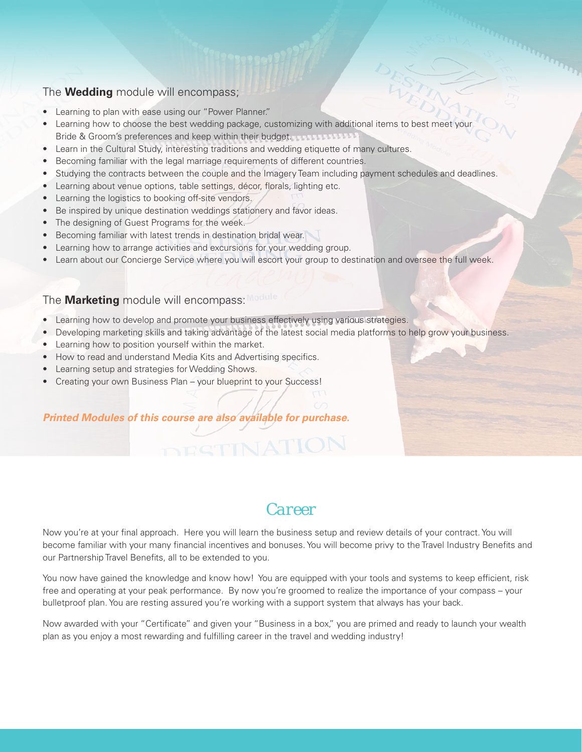The **Wedding** module will encompass;

- Learning to plan with ease using our "Power Planner."
- Learning how to choose the best wedding package, customizing with additional items to best meet your Bride & Groom's preferences and keep within their budget.
- Learn in the Cultural Study, interesting traditions and wedding etiquette of many cultures.
- Becoming familiar with the legal marriage requirements of different countries.
- Studying the contracts between the couple and the Imagery Team including payment schedules and deadlines.
- Learning about venue options, table settings, décor, florals, lighting etc.
- Learning the logistics to booking off-site vendors.
- Be inspired by unique destination weddings stationery and favor ideas.
- The designing of Guest Programs for the week.
- Becoming familiar with latest trends in destination bridal wear.
- Learning how to arrange activities and excursions for your wedding group.
- Learn about our Concierge Service where you will escort your group to destination and oversee the full week.

The **Marketing** module will encompass:

- Learning how to develop and promote your business effectively using various strategies.
- Developing marketing skills and taking advantage of the latest social media platforms to help grow your business.
- Learning how to position yourself within the market.
- How to read and understand Media Kits and Advertising specifics.
- Learning setup and strategies for Wedding Shows.
- Creating your own Business Plan – your blueprint to your Success!

***Printed Modules of this course are also available for purchase.***

## Career

Now you're at your final approach. Here you will learn the business setup and review details of your contract. You will become familiar with your many financial incentives and bonuses. You will become privy to the Travel Industry Benefits and our Partnership Travel Benefits, all to be extended to you.

You now have gained the knowledge and know how! You are equipped with your tools and systems to keep efficient, risk free and operating at your peak performance. By now you're groomed to realize the importance of your compass – your bulletproof plan. You are resting assured you're working with a support system that always has your back.

Now awarded with your "Certificate" and given your "Business in a box," you are primed and ready to launch your wealth plan as you enjoy a most rewarding and fulfilling career in the travel and wedding industry!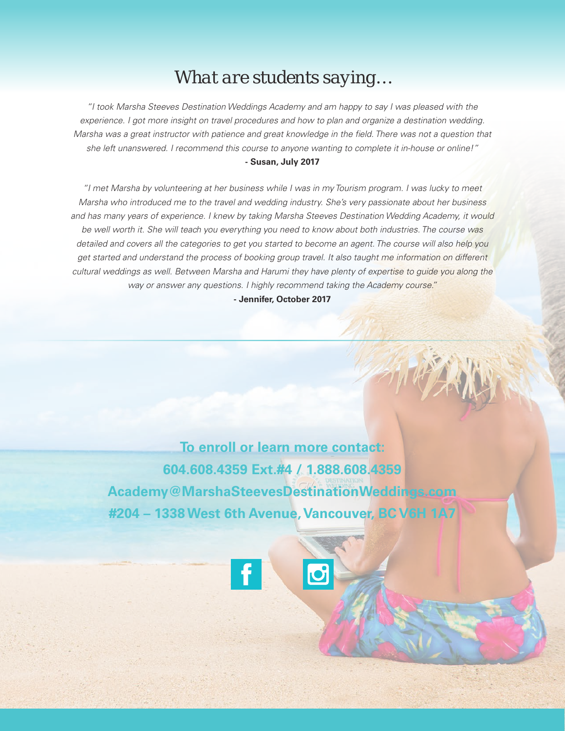# *What are students saying…*

*"I took Marsha Steeves Destination Weddings Academy and am happy to say I was pleased with the experience. I got more insight on travel procedures and how to plan and organize a destination wedding. Marsha was a great instructor with patience and great knowledge in the field. There was not a question that she left unanswered. I recommend this course to anyone wanting to complete it in-house or online!"*

**- Susan, July 2017**

*"I met Marsha by volunteering at her business while I was in my Tourism program. I was lucky to meet Marsha who introduced me to the travel and wedding industry. She's very passionate about her business and has many years of experience. I knew by taking Marsha Steeves Destination Wedding Academy, it would be well worth it. She will teach you everything you need to know about both industries. The course was detailed and covers all the categories to get you started to become an agent. The course will also help you get started and understand the process of booking group travel. It also taught me information on different cultural weddings as well. Between Marsha and Harumi they have plenty of expertise to guide you along the way or answer any questions. I highly recommend taking the Academy course."*

**- Jennifer, October 2017**

**To enroll or learn more contact:**

**604.608.4359 Ext.#4 / 1.888.608.4359**

**Academy@MarshaSteevesDestinationWeddings.com**

**#204 – 1338 West 6th Avenue, Vancouver, BC V6H 1A7**